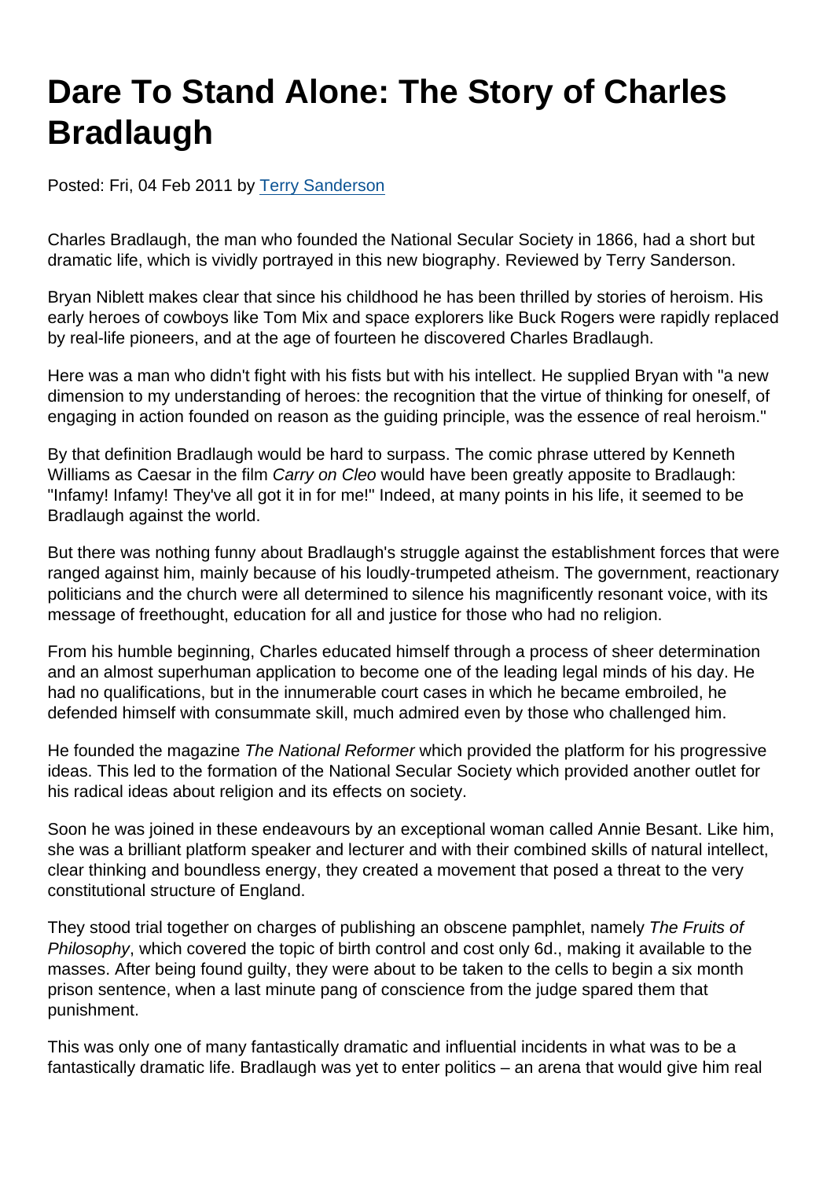# Dare To Stand Alone: The Story of Charles Bradlaugh

Posted: Fri, 04 Feb 2011 by Terry Sanderson

Charles Bradlaugh, the man who founded the National Secular Society in 1866, had a short but dramatic life, which is vividly portrayed in this new biography. Reviewed by Terry Sanderson.

Bryan Niblett makes clear that since his childhood he has been thrilled by stories of heroism. His early heroes of cowboys like Tom Mix and space explorers like Buck Rogers were rapidly replaced by real-life pioneers, and at the age of fourteen he discovered Charles Bradlaugh.

Here was a man who didn't fight with his fists but with his intellect. He supplied Bryan with "a new dimension to my understanding of heroes: the recognition that the virtue of thinking for oneself, of engaging in action founded on reason as the guiding principle, was the essence of real heroism."

By that definition Bradlaugh would be hard to surpass. The comic phrase uttered by Kenneth Williams as Caesar in the film *Carry on Cleo* would have been greatly apposite to Bradlaugh: "Infamy! Infamy! They've all got it in for me!" Indeed, at many points in his life, it seemed to be Bradlaugh against the world.

But there was nothing funny about Bradlaugh's struggle against the establishment forces that were ranged against him, mainly because of his loudly-trumpeted atheism. The government, reactionary politicians and the church were all determined to silence his magnificently resonant voice, with its message of freethought, education for all and justice for those who had no religion.

From his humble beginning, Charles educated himself through a process of sheer determination and an almost superhuman application to become one of the leading legal minds of his day. He had no qualifications, but in the innumerable court cases in which he became embroiled, he defended himself with consummate skill, much admired even by those who challenged him.

He founded the magazine *The National Reformer* which provided the platform for his progressive ideas. This led to the formation of the National Secular Society which provided another outlet for his radical ideas about religion and its effects on society.

Soon he was joined in these endeavours by an exceptional woman called Annie Besant. Like him, she was a brilliant platform speaker and lecturer and with their combined skills of natural intellect, clear thinking and boundless energy, they created a movement that posed a threat to the very constitutional structure of England.

They stood trial together on charges of publishing an obscene pamphlet, namely *The Fruits of Philosophy*, which covered the topic of birth control and cost only 6d., making it available to the masses. After being found guilty, they were about to be taken to the cells to begin a six month prison sentence, when a last minute pang of conscience from the judge spared them that punishment.

This was only one of many fantastically dramatic and influential incidents in what was to be a fantastically dramatic life. Bradlaugh was yet to enter politics – an arena that would give him real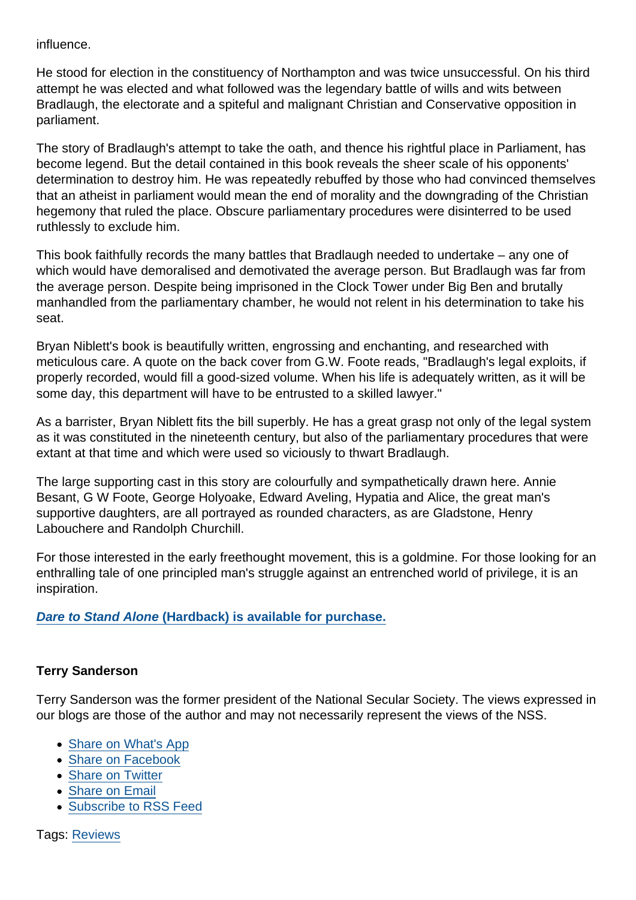influence.

He stood for election in the constituency of Northampton and was twice unsuccessful. On his third attempt he was elected and what followed was the legendary battle of wills and wits between Bradlaugh, the electorate and a spiteful and malignant Christian and Conservative opposition in parliament.

The story of Bradlaugh's attempt to take the oath, and thence his rightful place in Parliament, has become legend. But the detail contained in this book reveals the sheer scale of his opponents' determination to destroy him. He was repeatedly rebuffed by those who had convinced themselves that an atheist in parliament would mean the end of morality and the downgrading of the Christian hegemony that ruled the place. Obscure parliamentary procedures were disinterred to be used ruthlessly to exclude him.

This book faithfully records the many battles that Bradlaugh needed to undertake – any one of which would have demoralised and demotivated the average person. But Bradlaugh was far from the average person. Despite being imprisoned in the Clock Tower under Big Ben and brutally manhandled from the parliamentary chamber, he would not relent in his determination to take his seat.

Bryan Niblett's book is beautifully written, engrossing and enchanting, and researched with meticulous care. A quote on the back cover from G.W. Foote reads, "Bradlaugh's legal exploits, if properly recorded, would fill a good-sized volume. When his life is adequately written, as it will be some day, this department will have to be entrusted to a skilled lawyer."

As a barrister, Bryan Niblett fits the bill superbly. He has a great grasp not only of the legal system as it was constituted in the nineteenth century, but also of the parliamentary procedures that were extant at that time and which were used so viciously to thwart Bradlaugh.

The large supporting cast in this story are colourfully and sympathetically drawn here. Annie Besant, G W Foote, George Holyoake, Edward Aveling, Hypatia and Alice, the great man's supportive daughters, are all portrayed as rounded characters, as are Gladstone, Henry Labouchere and Randolph Churchill.

For those interested in the early freethought movement, this is a goldmine. For those looking for an enthralling tale of one principled man's struggle against an entrenched world of privilege, it is an inspiration.

***Dare to Stand Alone* (Hardback) is available for purchase.**

**Terry Sanderson**

Terry Sanderson was the former president of the National Secular Society. The views expressed in our blogs are those of the author and may not necessarily represent the views of the NSS.

- Share on What's App
- Share on Facebook
- Share on Twitter
- Share on Email
- Subscribe to RSS Feed

Tags: Reviews